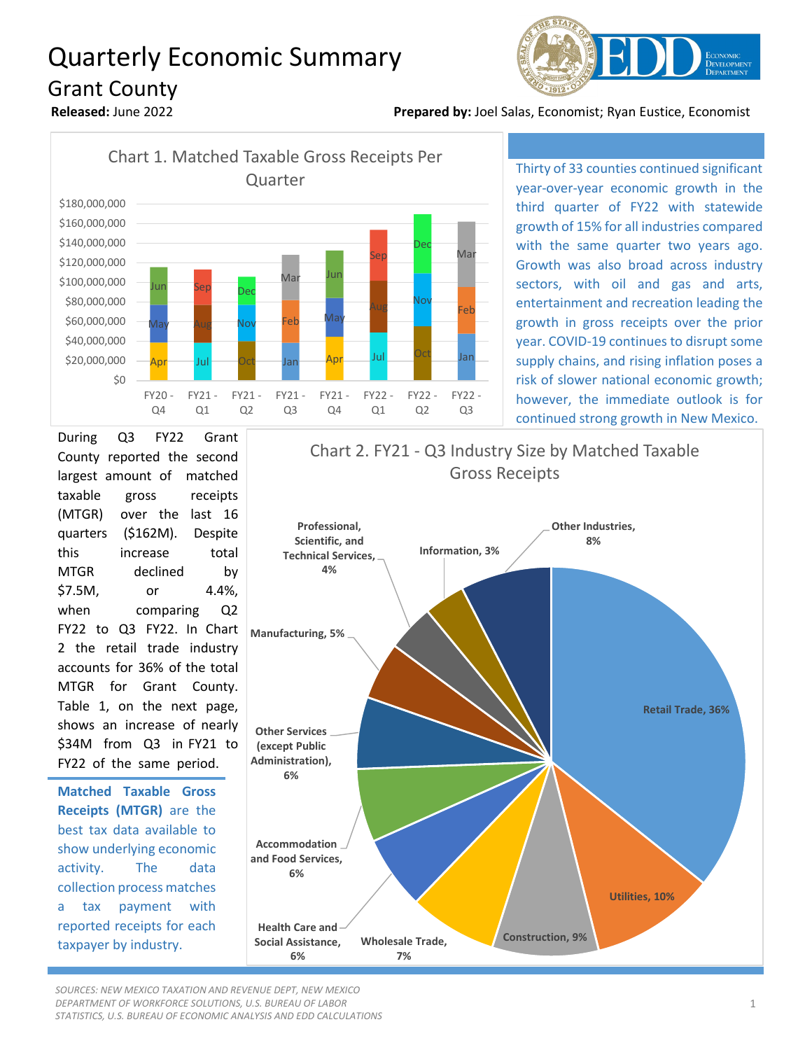# Quarterly Economic Summary

## Grant County

**Released:** June 2022

**Prepared by:** Joel Salas, Economist; Ryan Eustice, Economist

Chart 1. Matched Taxable Gross Receipts Per Quarter

Thirty of 33 counties continued significant year-over-year economic growth in the third quarter of FY22 with statewide growth of 15% for all industries compared with the same quarter two years ago. Growth was also broad across industry sectors, with oil and gas and arts, entertainment and recreation leading the growth in gross receipts over the prior year. COVID-19 continues to disrupt some supply chains, and rising inflation poses a risk of slower national economic growth; however, the immediate outlook is for continued strong growth in New Mexico.

During Q3 FY22 Grant County reported the second largest amount of matched taxable gross receipts (MTGR) over the last 16 quarters ($162M). Despite this increase total MTGR declined by $7.5M, or 4.4%, when comparing Q2 FY22 to Q3 FY22. In Chart 2 the retail trade industry accounts for 36% of the total MTGR for Grant County. Table 1, on the next page, shows an increase of nearly $34M from Q3 in FY21 to FY22 of the same period.

**Matched Taxable Gross Receipts (MTGR)** are the best tax data available to show underlying economic activity. The data collection process matches a tax payment with reported receipts for each taxpayer by industry.

Chart 2. FY21 - Q3 Industry Size by Matched Taxable Gross Receipts

*SOURCES: NEW MEXICO TAXATION AND REVENUE DEPT, NEW MEXICO DEPARTMENT OF WORKFORCE SOLUTIONS, U.S. BUREAU OF LABOR STATISTICS, U.S. BUREAU OF ECONOMIC ANALYSIS AND EDD CALCULATIONS*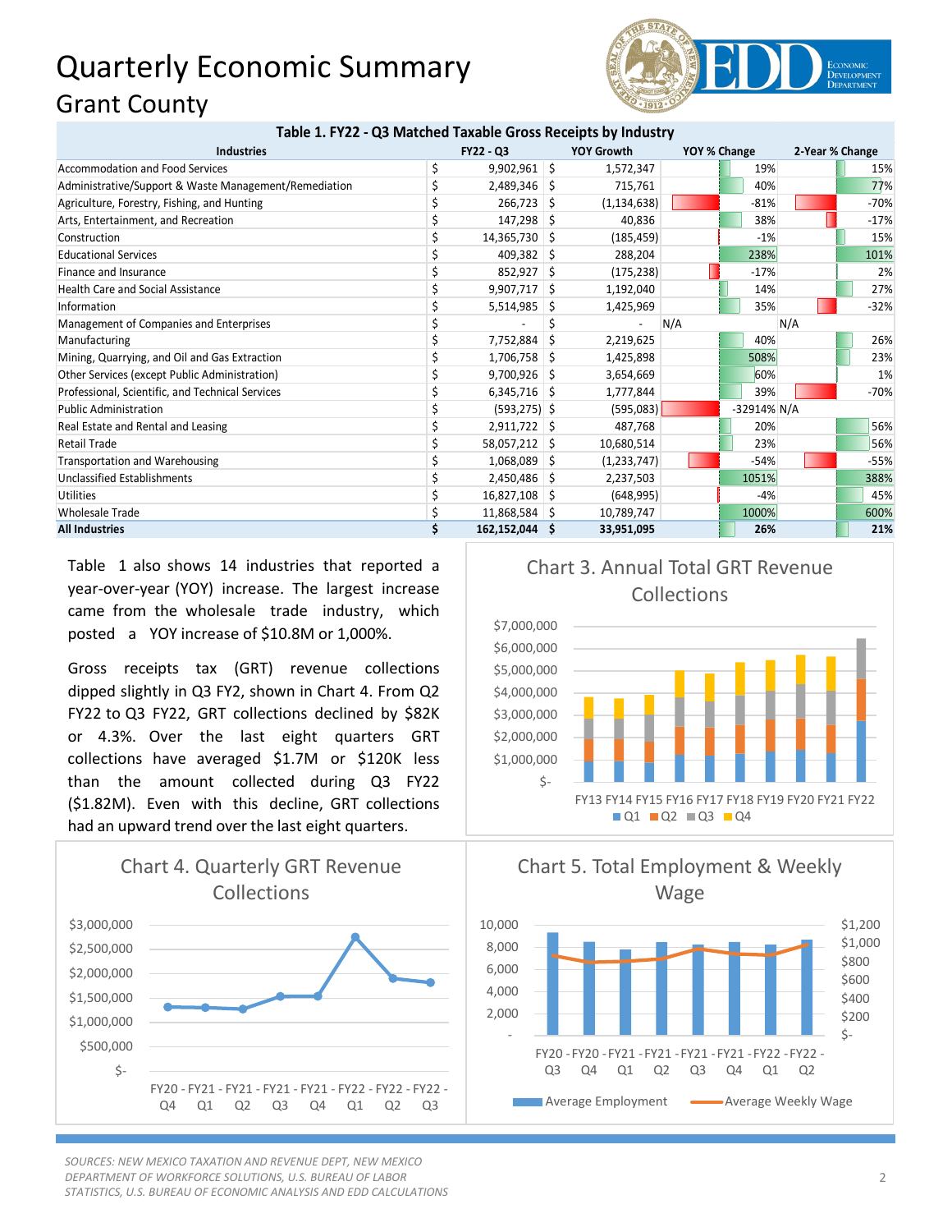# Quarterly Economic Summary

## Grant County

| Industries | FY22 - Q3 | YOY Growth | YOY % Change | 2-Year % Change |
|---|---|---|---|---|
| Accommodation and Food Services | $ 9,902,961 | $ 1,572,347 | 19% | 15% |
| Administrative/Support & Waste Management/Remediation | $ 2,489,346 | $ 715,761 | 40% | 77% |
| Agriculture, Forestry, Fishing, and Hunting | $ 266,723 | $ (1,134,638) | -81% | -70% |
| Arts, Entertainment, and Recreation | $ 147,298 | $ 40,836 | 38% | -17% |
| Construction | $ 14,365,730 | $ (185,459) | -1% | 15% |
| Educational Services | $ 409,382 | $ 288,204 | 238% | 101% |
| Finance and Insurance | $ 852,927 | $ (175,238) | -17% | 2% |
| Health Care and Social Assistance | $ 9,907,717 | $ 1,192,040 | 14% | 27% |
| Information | $ 5,514,985 | $ 1,425,969 | 35% | -32% |
| Management of Companies and Enterprises | $ - | $ - | N/A | N/A |
| Manufacturing | $ 7,752,884 | $ 2,219,625 | 40% | 26% |
| Mining, Quarrying, and Oil and Gas Extraction | $ 1,706,758 | $ 1,425,898 | 508% | 23% |
| Other Services (except Public Administration) | $ 9,700,926 | $ 3,654,669 | 60% | 1% |
| Professional, Scientific, and Technical Services | $ 6,345,716 | $ 1,777,844 | 39% | -70% |
| Public Administration | $ (593,275) | $ (595,083) | -32914% | N/A |
| Real Estate and Rental and Leasing | $ 2,911,722 | $ 487,768 | 20% | 56% |
| Retail Trade | $ 58,057,212 | $ 10,680,514 | 23% | 56% |
| Transportation and Warehousing | $ 1,068,089 | $ (1,233,747) | -54% | -55% |
| Unclassified Establishments | $ 2,450,486 | $ 2,237,503 | 1051% | 388% |
| Utilities | $ 16,827,108 | $ (648,995) | -4% | 45% |
| Wholesale Trade | $ 11,868,584 | $ 10,789,747 | 1000% | 600% |
| **All Industries** | **$ 162,152,044** | **$ 33,951,095** | **26%** | **21%** |

Table 1. FY22 - Q3 Matched Taxable Gross Receipts by Industry

Table 1 also shows 14 industries that reported a year-over-year (YOY) increase. The largest increase came from the wholesale trade industry, which posted a YOY increase of $10.8M or 1,000%.

Gross receipts tax (GRT) revenue collections dipped slightly in Q3 FY2, shown in Chart 4. From Q2 FY22 to Q3 FY22, GRT collections declined by $82K or 4.3%. Over the last eight quarters GRT collections have averaged $1.7M or $120K less than the amount collected during Q3 FY22 ($1.82M). Even with this decline, GRT collections had an upward trend over the last eight quarters.

Chart 3. Annual Total GRT Revenue Collections

Chart 4. Quarterly GRT Revenue Collections

Chart 5. Total Employment & Weekly Wage

*SOURCES: NEW MEXICO TAXATION AND REVENUE DEPT, NEW MEXICO DEPARTMENT OF WORKFORCE SOLUTIONS, U.S. BUREAU OF LABOR STATISTICS, U.S. BUREAU OF ECONOMIC ANALYSIS AND EDD CALCULATIONS*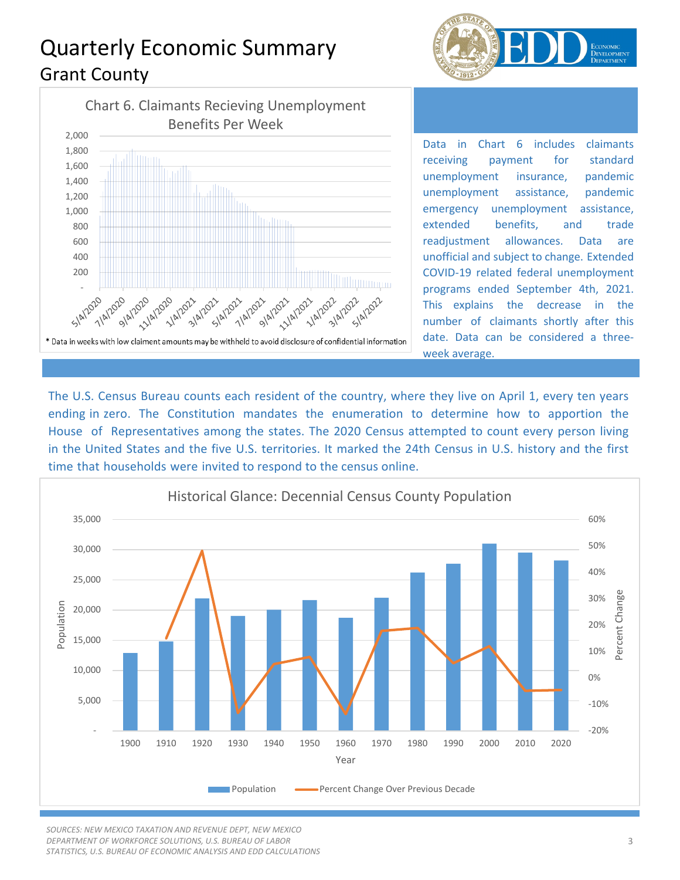# Quarterly Economic Summary

## Grant County

Chart 6. Claimants Recieving Unemployment Benefits Per Week

2,000
1,800
1,600
1,400
1,200
1,000
800
600
400
200
-

5/4/2020 7/4/2020 9/4/2020 11/4/2020 1/4/2021 3/4/2021 5/4/2021 7/4/2021 9/4/2021 11/4/2021 1/4/2022 3/4/2022 5/4/2022

* Data in weeks with low claiment amounts may be withheld to avoid disclosure of confidential information

Data in Chart 6 includes claimants receiving payment for standard unemployment insurance, pandemic unemployment assistance, pandemic emergency unemployment assistance, extended benefits, and trade readjustment allowances. Data are unofficial and subject to change. Extended COVID-19 related federal unemployment programs ended September 4th, 2021. This explains the decrease in the number of claimants shortly after this date. Data can be considered a three-week average.

The U.S. Census Bureau counts each resident of the country, where they live on April 1, every ten years ending in zero. The Constitution mandates the enumeration to determine how to apportion the House of Representatives among the states. The 2020 Census attempted to count every person living in the United States and the five U.S. territories. It marked the 24th Census in U.S. history and the first time that households were invited to respond to the census online.

Historical Glance: Decennial Census County Population

Population
35,000
30,000
25,000
20,000
15,000
10,000
5,000
-

Percent Change
60%
50%
40%
30%
20%
10%
0%
-10%
-20%

Year
1900 1910 1920 1930 1940 1950 1960 1970 1980 1990 2000 2010 2020

Population
Percent Change Over Previous Decade

*SOURCES: NEW MEXICO TAXATION AND REVENUE DEPT, NEW MEXICO DEPARTMENT OF WORKFORCE SOLUTIONS, U.S. BUREAU OF LABOR STATISTICS, U.S. BUREAU OF ECONOMIC ANALYSIS AND EDD CALCULATIONS*